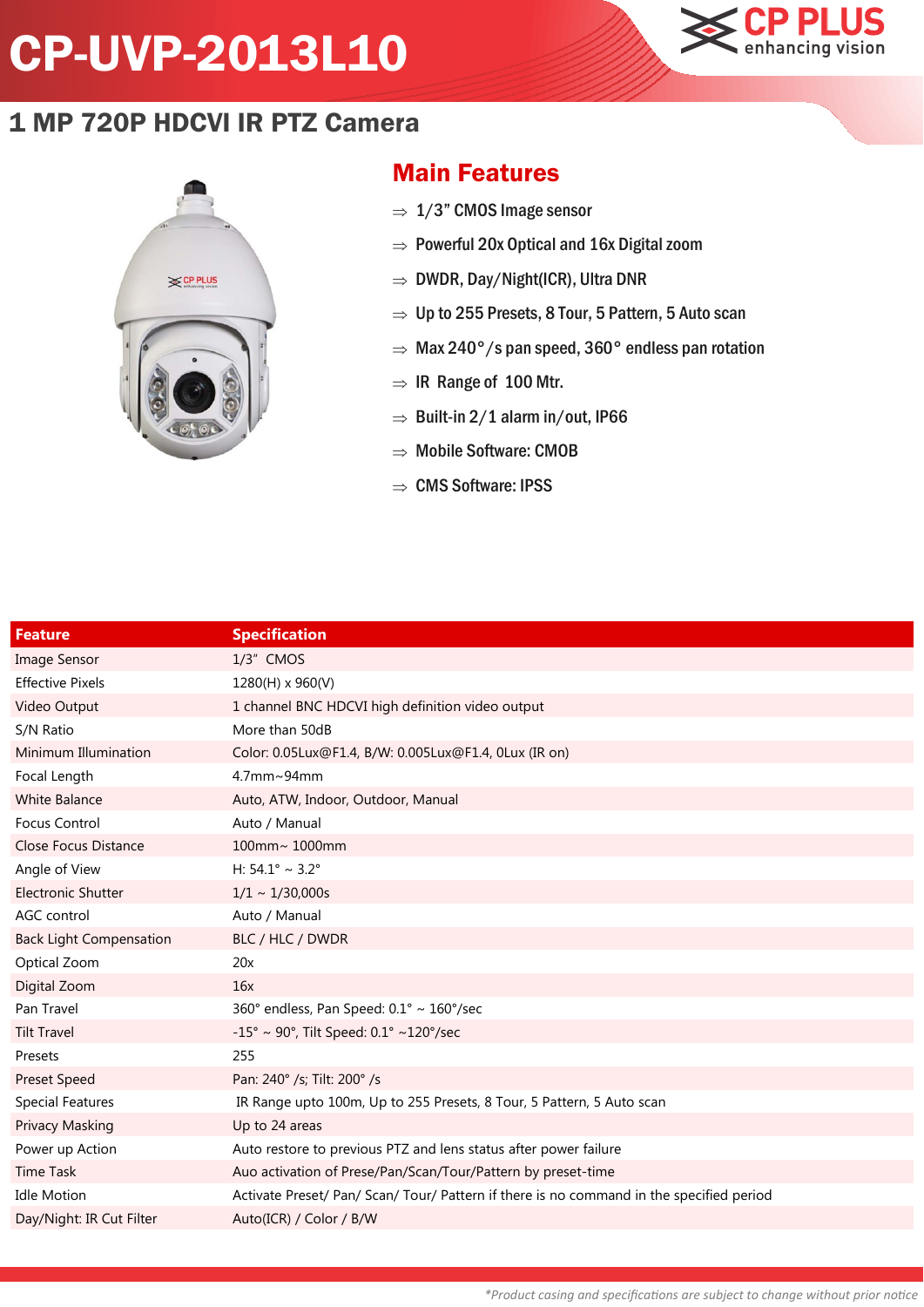# CP-UVP-2013L10

## 1 MP 720P HDCVI IR PTZ Camera

## Main Features

- ⇒ 1/3" CMOS Image sensor
- ⇒ Powerful 20x Optical and 16x Digital zoom
- ⇒ DWDR, Day/Night(ICR), Ultra DNR
- ⇒ Up to 255 Presets, 8 Tour, 5 Pattern, 5 Auto scan
- ⇒ Max 240°/s pan speed, 360° endless pan rotation
- ⇒ IR Range of 100 Mtr.
- ⇒ Built-in 2/1 alarm in/out, IP66
- ⇒ Mobile Software: CMOB
- ⇒ CMS Software: IPSS

| Feature | Specification |
|---|---|
| Image Sensor | 1/3" CMOS |
| Effective Pixels | 1280(H) x 960(V) |
| Video Output | 1 channel BNC HDCVI high definition video output |
| S/N Ratio | More than 50dB |
| Minimum Illumination | Color: 0.05Lux@F1.4, B/W: 0.005Lux@F1.4, 0Lux (IR on) |
| Focal Length | 4.7mm~94mm |
| White Balance | Auto, ATW, Indoor, Outdoor, Manual |
| Focus Control | Auto / Manual |
| Close Focus Distance | 100mm~ 1000mm |
| Angle of View | H: 54.1° ~ 3.2° |
| Electronic Shutter | 1/1 ~ 1/30,000s |
| AGC control | Auto / Manual |
| Back Light Compensation | BLC / HLC / DWDR |
| Optical Zoom | 20x |
| Digital Zoom | 16x |
| Pan Travel | 360° endless, Pan Speed: 0.1° ~ 160°/sec |
| Tilt Travel | -15° ~ 90°, Tilt Speed: 0.1° ~120°/sec |
| Presets | 255 |
| Preset Speed | Pan: 240° /s; Tilt: 200° /s |
| Special Features | IR Range upto 100m, Up to 255 Presets, 8 Tour, 5 Pattern, 5 Auto scan |
| Privacy Masking | Up to 24 areas |
| Power up Action | Auto restore to previous PTZ and lens status after power failure |
| Time Task | Auo activation of Prese/Pan/Scan/Tour/Pattern by preset-time |
| Idle Motion | Activate Preset/ Pan/ Scan/ Tour/ Pattern if there is no command in the specified period |
| Day/Night: IR Cut Filter | Auto(ICR) / Color / B/W |

*\*Product casing and specifications are subject to change without prior notice*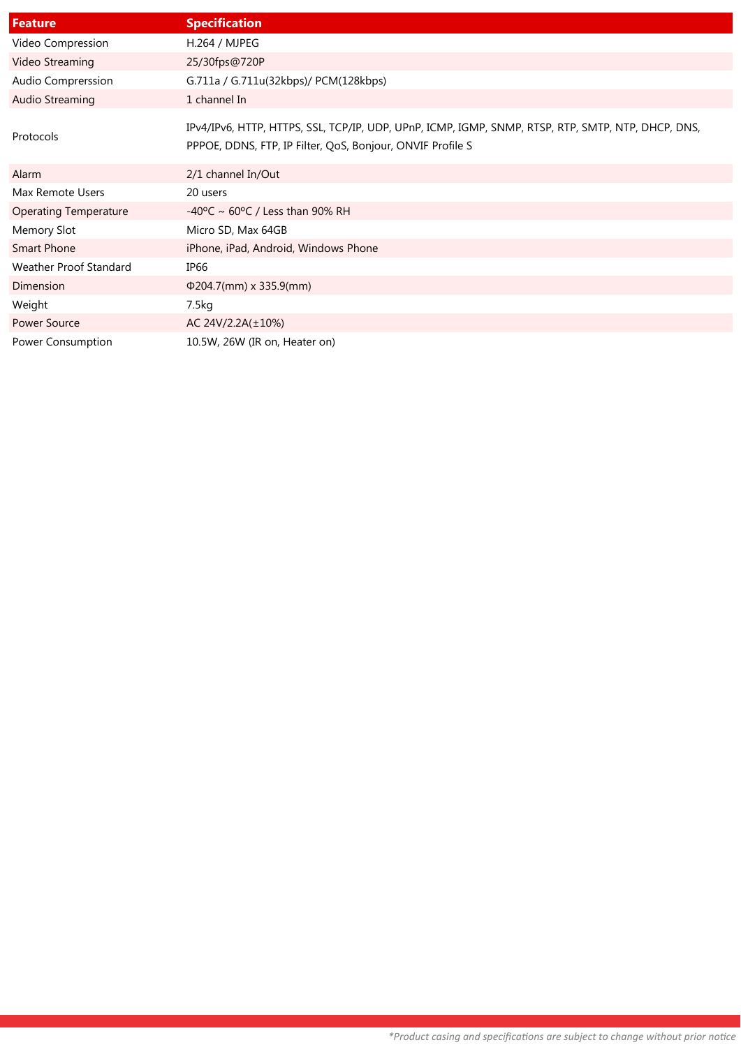| Feature | Specification |
| --- | --- |
| Video Compression | H.264 / MJPEG |
| Video Streaming | 25/30fps@720P |
| Audio Comprerssion | G.711a / G.711u(32kbps)/ PCM(128kbps) |
| Audio Streaming | 1 channel In |
| Protocols | IPv4/IPv6, HTTP, HTTPS, SSL, TCP/IP, UDP, UPnP, ICMP, IGMP, SNMP, RTSP, RTP, SMTP, NTP, DHCP, DNS, PPPOE, DDNS, FTP, IP Filter, QoS, Bonjour, ONVIF Profile S |
| Alarm | 2/1 channel In/Out |
| Max Remote Users | 20 users |
| Operating Temperature | -40ºC ~ 60ºC / Less than 90% RH |
| Memory Slot | Micro SD, Max 64GB |
| Smart Phone | iPhone, iPad, Android, Windows Phone |
| Weather Proof Standard | IP66 |
| Dimension | Φ204.7(mm) x 335.9(mm) |
| Weight | 7.5kg |
| Power Source | AC 24V/2.2A(±10%) |
| Power Consumption | 10.5W, 26W (IR on, Heater on) |

*Product casing and specifications are subject to change without prior notice*